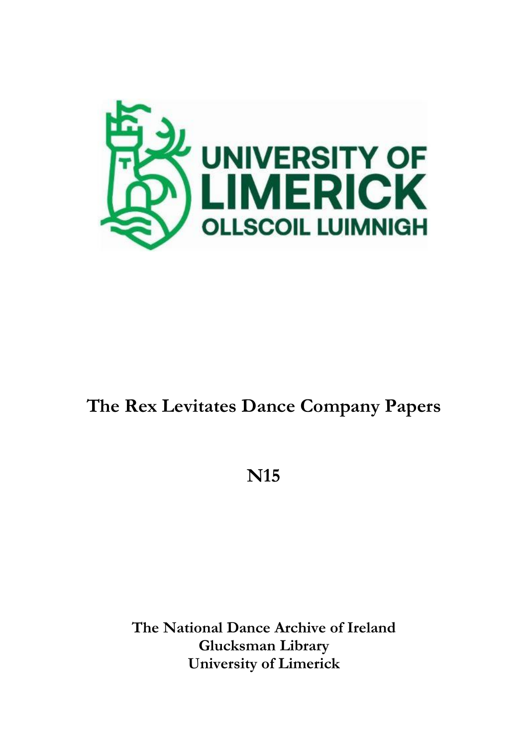UNIVERSITY OF LIMERICK
OLLSCOIL LUIMNIGH

# The Rex Levitates Dance Company Papers

## N15

**The National Dance Archive of Ireland**
**Glucksman Library**
**University of Limerick**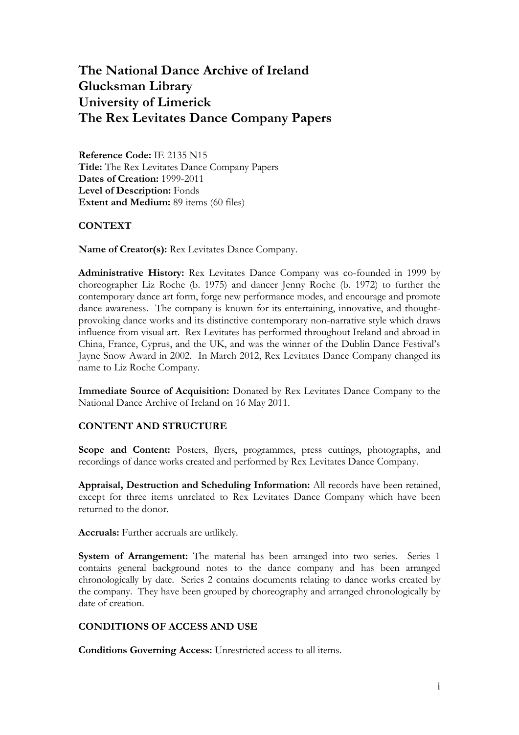# The National Dance Archive of Ireland
# Glucksman Library
# University of Limerick
# The Rex Levitates Dance Company Papers

**Reference Code:** IE 2135 N15
**Title:** The Rex Levitates Dance Company Papers
**Dates of Creation:** 1999-2011
**Level of Description:** Fonds
**Extent and Medium:** 89 items (60 files)

## CONTEXT

**Name of Creator(s):** Rex Levitates Dance Company.

**Administrative History:** Rex Levitates Dance Company was co-founded in 1999 by choreographer Liz Roche (b. 1975) and dancer Jenny Roche (b. 1972) to further the contemporary dance art form, forge new performance modes, and encourage and promote dance awareness. The company is known for its entertaining, innovative, and thought-provoking dance works and its distinctive contemporary non-narrative style which draws influence from visual art. Rex Levitates has performed throughout Ireland and abroad in China, France, Cyprus, and the UK, and was the winner of the Dublin Dance Festival's Jayne Snow Award in 2002. In March 2012, Rex Levitates Dance Company changed its name to Liz Roche Company.

**Immediate Source of Acquisition:** Donated by Rex Levitates Dance Company to the National Dance Archive of Ireland on 16 May 2011.

## CONTENT AND STRUCTURE

**Scope and Content:** Posters, flyers, programmes, press cuttings, photographs, and recordings of dance works created and performed by Rex Levitates Dance Company.

**Appraisal, Destruction and Scheduling Information:** All records have been retained, except for three items unrelated to Rex Levitates Dance Company which have been returned to the donor.

**Accruals:** Further accruals are unlikely.

**System of Arrangement:** The material has been arranged into two series. Series 1 contains general background notes to the dance company and has been arranged chronologically by date. Series 2 contains documents relating to dance works created by the company. They have been grouped by choreography and arranged chronologically by date of creation.

## CONDITIONS OF ACCESS AND USE

**Conditions Governing Access:** Unrestricted access to all items.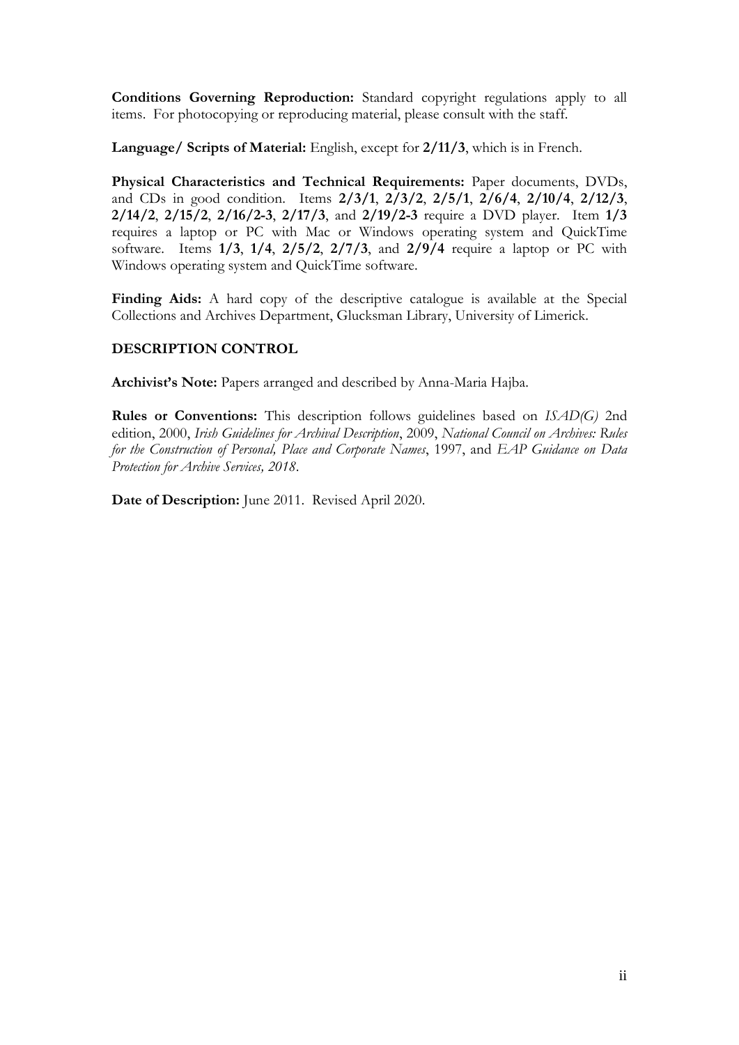**Conditions Governing Reproduction:** Standard copyright regulations apply to all items. For photocopying or reproducing material, please consult with the staff.

**Language/ Scripts of Material:** English, except for **2/11/3**, which is in French.

**Physical Characteristics and Technical Requirements:** Paper documents, DVDs, and CDs in good condition. Items **2/3/1**, **2/3/2**, **2/5/1**, **2/6/4**, **2/10/4**, **2/12/3**, **2/14/2**, **2/15/2**, **2/16/2-3**, **2/17/3**, and **2/19/2-3** require a DVD player. Item **1/3** requires a laptop or PC with Mac or Windows operating system and QuickTime software. Items **1/3**, **1/4**, **2/5/2**, **2/7/3**, and **2/9/4** require a laptop or PC with Windows operating system and QuickTime software.

**Finding Aids:** A hard copy of the descriptive catalogue is available at the Special Collections and Archives Department, Glucksman Library, University of Limerick.

## DESCRIPTION CONTROL

**Archivist's Note:** Papers arranged and described by Anna-Maria Hajba.

**Rules or Conventions:** This description follows guidelines based on *ISAD(G)* 2nd edition, 2000, *Irish Guidelines for Archival Description*, 2009, *National Council on Archives: Rules for the Construction of Personal, Place and Corporate Names*, 1997, and *EAP Guidance on Data Protection for Archive Services, 2018*.

**Date of Description:** June 2011. Revised April 2020.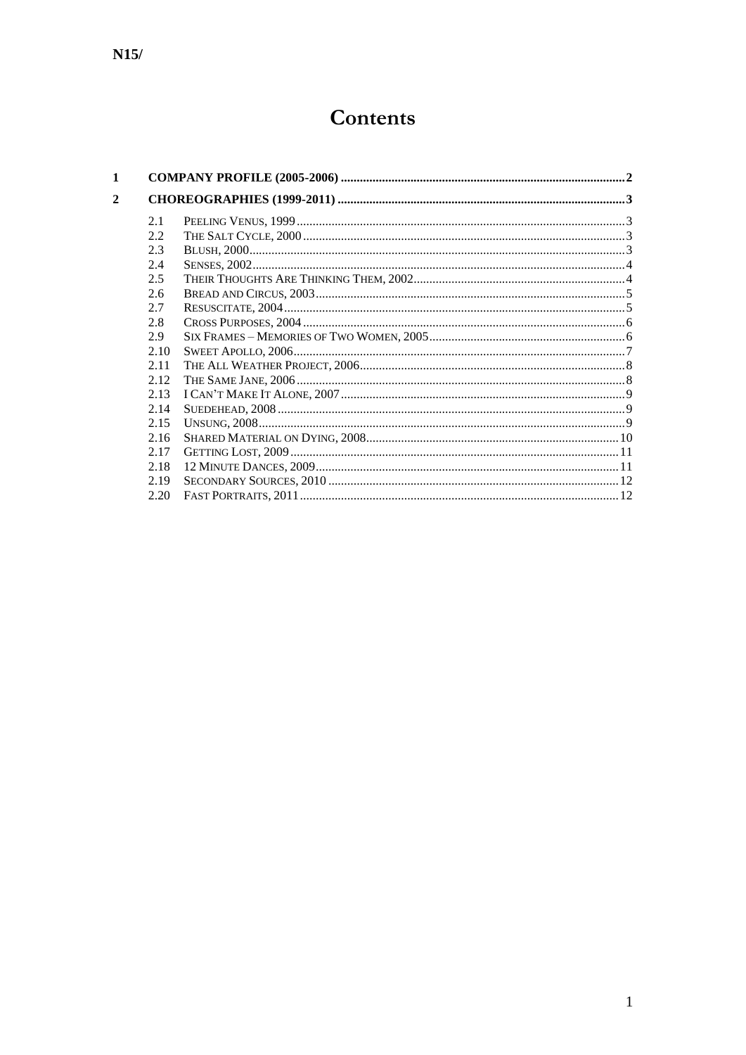# Contents

1 COMPANY PROFILE (2005-2006) ........ 2

2 CHOREOGRAPHIES (1999-2011) ........ 3

- 2.1 PEELING VENUS, 1999 ........ 3
- 2.2 THE SALT CYCLE, 2000 ........ 3
- 2.3 BLUSH, 2000 ........ 3
- 2.4 SENSES, 2002 ........ 4
- 2.5 THEIR THOUGHTS ARE THINKING THEM, 2002 ........ 4
- 2.6 BREAD AND CIRCUS, 2003 ........ 5
- 2.7 RESUSCITATE, 2004 ........ 5
- 2.8 CROSS PURPOSES, 2004 ........ 6
- 2.9 SIX FRAMES – MEMORIES OF TWO WOMEN, 2005 ........ 6
- 2.10 SWEET APOLLO, 2006 ........ 7
- 2.11 THE ALL WEATHER PROJECT, 2006 ........ 8
- 2.12 THE SAME JANE, 2006 ........ 8
- 2.13 I CAN'T MAKE IT ALONE, 2007 ........ 9
- 2.14 SUEDEHEAD, 2008 ........ 9
- 2.15 UNSUNG, 2008 ........ 9
- 2.16 SHARED MATERIAL ON DYING, 2008 ........ 10
- 2.17 GETTING LOST, 2009 ........ 11
- 2.18 12 MINUTE DANCES, 2009 ........ 11
- 2.19 SECONDARY SOURCES, 2010 ........ 12
- 2.20 FAST PORTRAITS, 2011 ........ 12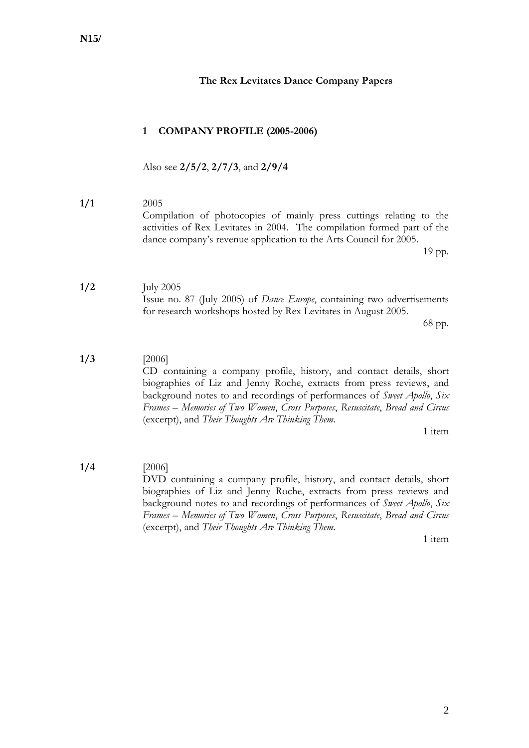**N15/**

## The Rex Levitates Dance Company Papers

### 1 COMPANY PROFILE (2005-2006)

Also see **2/5/2**, **2/7/3**, and **2/9/4**

**1/1** 2005

Compilation of photocopies of mainly press cuttings relating to the activities of Rex Levitates in 2004. The compilation formed part of the dance company's revenue application to the Arts Council for 2005.

19 pp.

**1/2** July 2005

Issue no. 87 (July 2005) of *Dance Europe*, containing two advertisements for research workshops hosted by Rex Levitates in August 2005.

68 pp.

**1/3** [2006]

CD containing a company profile, history, and contact details, short biographies of Liz and Jenny Roche, extracts from press reviews, and background notes to and recordings of performances of *Sweet Apollo*, *Six Frames – Memories of Two Women*, *Cross Purposes*, *Resuscitate*, *Bread and Circus* (excerpt), and *Their Thoughts Are Thinking Them*.

1 item

**1/4** [2006]

DVD containing a company profile, history, and contact details, short biographies of Liz and Jenny Roche, extracts from press reviews, and background notes to and recordings of performances of *Sweet Apollo*, *Six Frames – Memories of Two Women*, *Cross Purposes*, *Resuscitate*, *Bread and Circus* (excerpt), and *Their Thoughts Are Thinking Them*.

1 item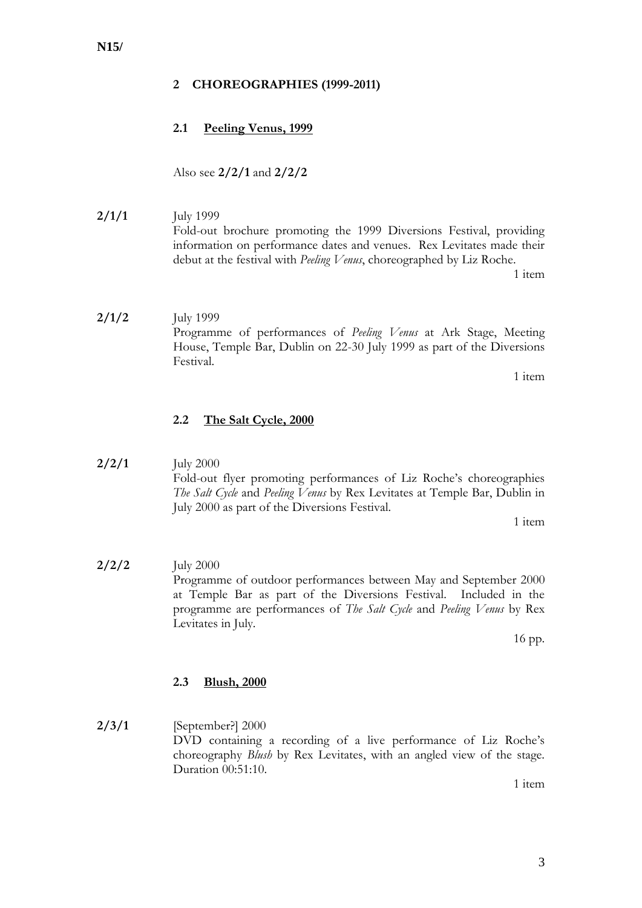N15/

## 2 CHOREOGRAPHIES (1999-2011)

### 2.1 Peeling Venus, 1999

Also see **2/2/1** and **2/2/2**

**2/1/1** July 1999

Fold-out brochure promoting the 1999 Diversions Festival, providing information on performance dates and venues. Rex Levitates made their debut at the festival with *Peeling Venus*, choreographed by Liz Roche.

1 item

**2/1/2** July 1999

Programme of performances of *Peeling Venus* at Ark Stage, Meeting House, Temple Bar, Dublin on 22-30 July 1999 as part of the Diversions Festival.

1 item

### 2.2 The Salt Cycle, 2000

**2/2/1** July 2000

Fold-out flyer promoting performances of Liz Roche's choreographies *The Salt Cycle* and *Peeling Venus* by Rex Levitates at Temple Bar, Dublin in July 2000 as part of the Diversions Festival.

1 item

**2/2/2** July 2000

Programme of outdoor performances between May and September 2000 at Temple Bar as part of the Diversions Festival. Included in the programme are performances of *The Salt Cycle* and *Peeling Venus* by Rex Levitates in July.

16 pp.

### 2.3 Blush, 2000

**2/3/1** [September?] 2000

DVD containing a recording of a live performance of Liz Roche's choreography *Blush* by Rex Levitates, with an angled view of the stage. Duration 00:51:10.

1 item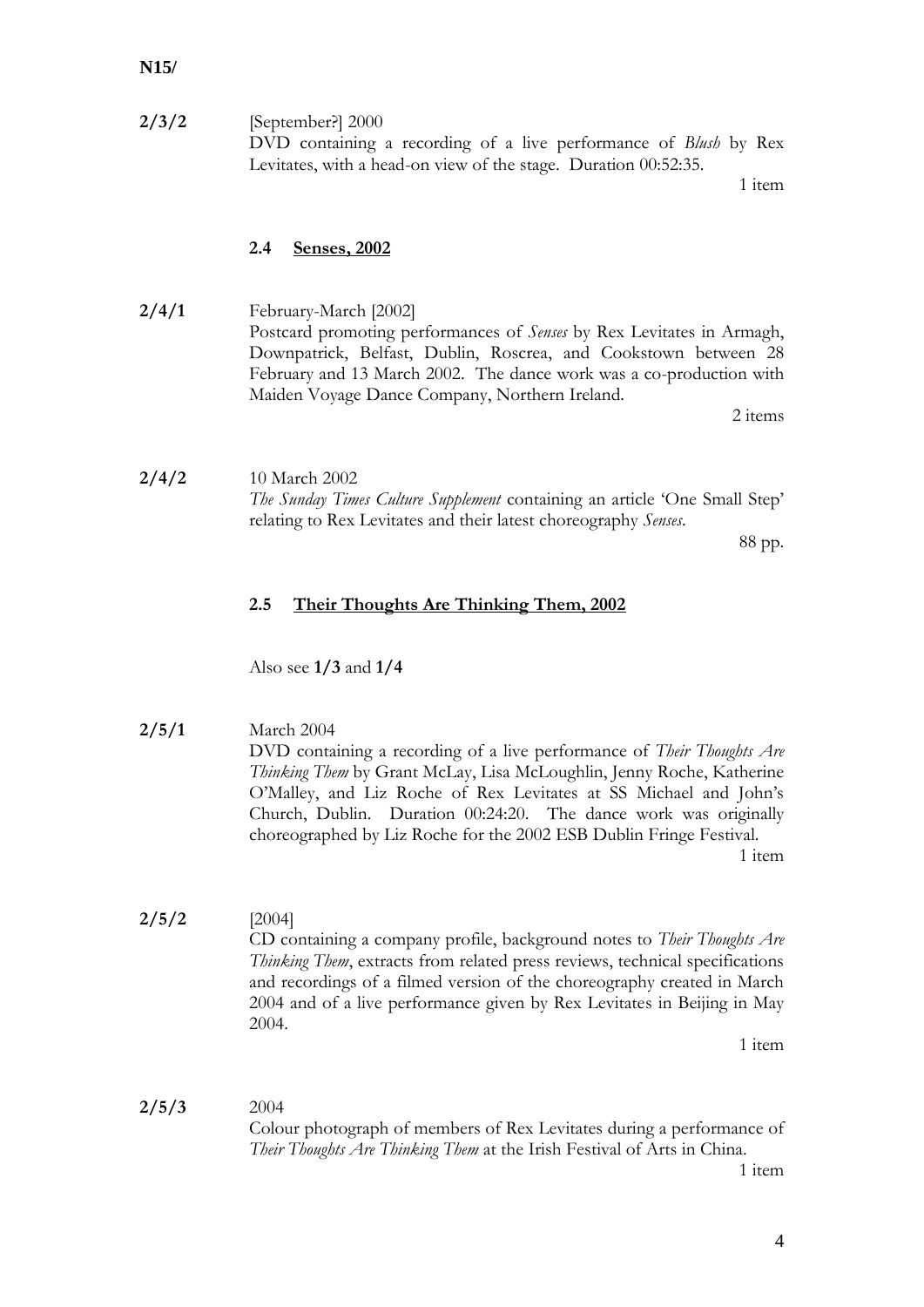**2/3/2** [September?] 2000
DVD containing a recording of a live performance of *Blush* by Rex Levitates, with a head-on view of the stage. Duration 00:52:35.
1 item

### 2.4 Senses, 2002

**2/4/1** February-March [2002]
Postcard promoting performances of *Senses* by Rex Levitates in Armagh, Downpatrick, Belfast, Dublin, Roscrea, and Cookstown between 28 February and 13 March 2002. The dance work was a co-production with Maiden Voyage Dance Company, Northern Ireland.
2 items

**2/4/2** 10 March 2002
*The Sunday Times Culture Supplement* containing an article 'One Small Step' relating to Rex Levitates and their latest choreography *Senses*.
88 pp.

### 2.5 Their Thoughts Are Thinking Them, 2002

Also see **1/3** and **1/4**

**2/5/1** March 2004
DVD containing a recording of a live performance of *Their Thoughts Are Thinking Them* by Grant McLay, Lisa McLoughlin, Jenny Roche, Katherine O'Malley, and Liz Roche of Rex Levitates at SS Michael and John's Church, Dublin. Duration 00:24:20. The dance work was originally choreographed by Liz Roche for the 2002 ESB Dublin Fringe Festival.
1 item

**2/5/2** [2004]
CD containing a company profile, background notes to *Their Thoughts Are Thinking Them*, extracts from related press reviews, technical specifications and recordings of a filmed version of the choreography created in March 2004 and of a live performance given by Rex Levitates in Beijing in May 2004.
1 item

**2/5/3** 2004
Colour photograph of members of Rex Levitates during a performance of *Their Thoughts Are Thinking Them* at the Irish Festival of Arts in China.
1 item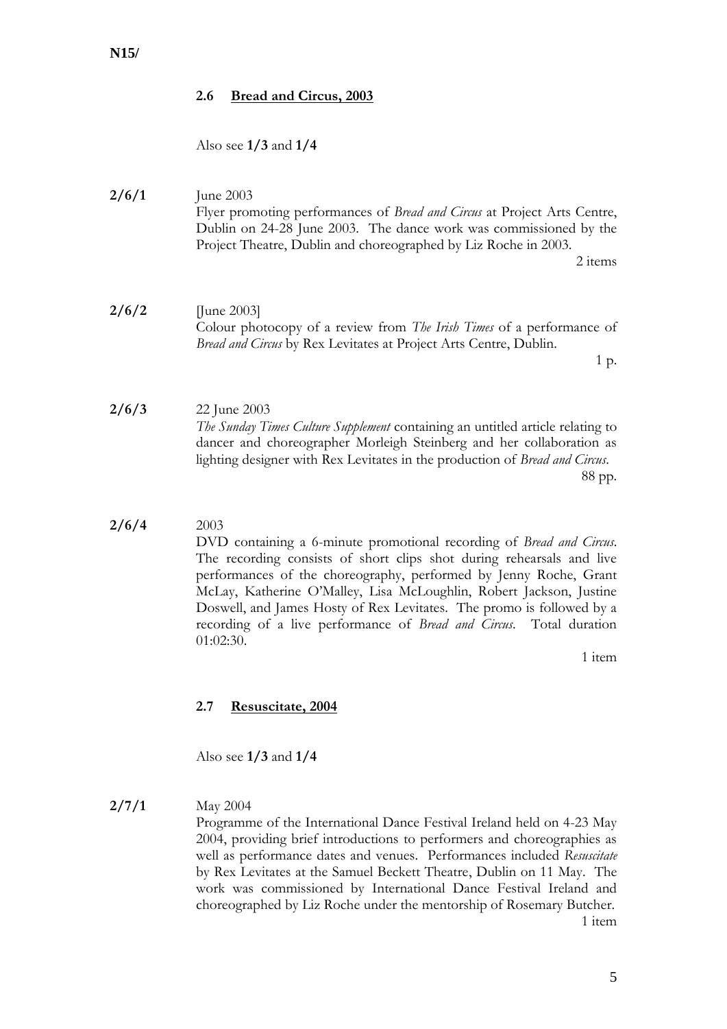N15/

### 2.6 Bread and Circus, 2003

Also see **1/3** and **1/4**

**2/6/1** June 2003
Flyer promoting performances of *Bread and Circus* at Project Arts Centre, Dublin on 24-28 June 2003. The dance work was commissioned by the Project Theatre, Dublin and choreographed by Liz Roche in 2003.
2 items

**2/6/2** [June 2003]
Colour photocopy of a review from *The Irish Times* of a performance of *Bread and Circus* by Rex Levitates at Project Arts Centre, Dublin.
1 p.

**2/6/3** 22 June 2003
*The Sunday Times Culture Supplement* containing an untitled article relating to dancer and choreographer Morleigh Steinberg and her collaboration as lighting designer with Rex Levitates in the production of *Bread and Circus*.
88 pp.

**2/6/4** 2003
DVD containing a 6-minute promotional recording of *Bread and Circus*. The recording consists of short clips shot during rehearsals and live performances of the choreography, performed by Jenny Roche, Grant McLay, Katherine O'Malley, Lisa McLoughlin, Robert Jackson, Justine Doswell, and James Hosty of Rex Levitates. The promo is followed by a recording of a live performance of *Bread and Circus*. Total duration 01:02:30.
1 item

### 2.7 Resuscitate, 2004

Also see **1/3** and **1/4**

**2/7/1** May 2004
Programme of the International Dance Festival Ireland held on 4-23 May 2004, providing brief introductions to performers and choreographies as well as performance dates and venues. Performances included *Resuscitate* by Rex Levitates at the Samuel Beckett Theatre, Dublin on 11 May. The work was commissioned by International Dance Festival Ireland and choreographed by Liz Roche under the mentorship of Rosemary Butcher.
1 item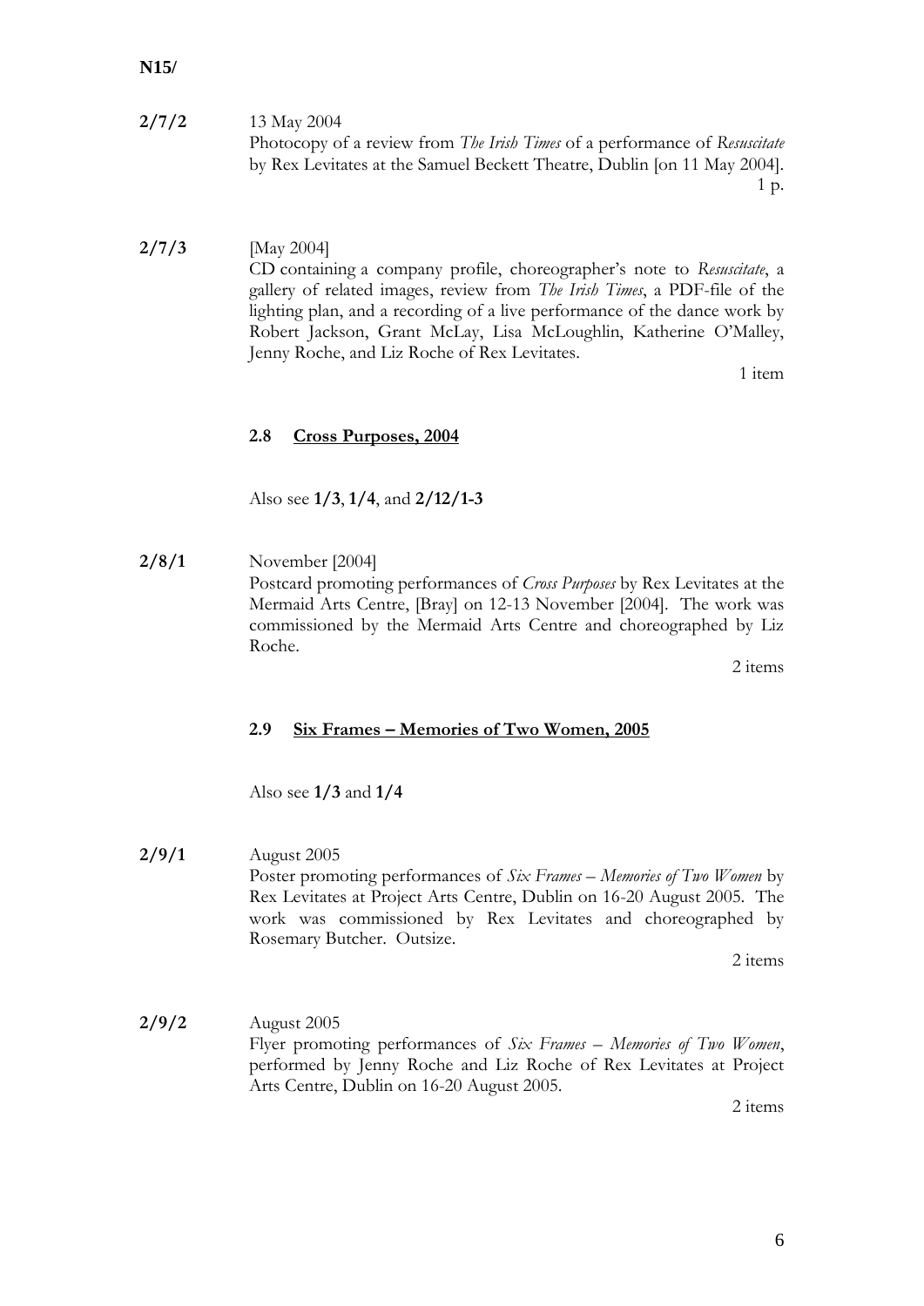**N15/**

**2/7/2** 13 May 2004
Photocopy of a review from *The Irish Times* of a performance of *Resuscitate* by Rex Levitates at the Samuel Beckett Theatre, Dublin [on 11 May 2004].
1 p.

**2/7/3** [May 2004]
CD containing a company profile, choreographer's note to *Resuscitate*, a gallery of related images, review from *The Irish Times*, a PDF-file of the lighting plan, and a recording of a live performance of the dance work by Robert Jackson, Grant McLay, Lisa McLoughlin, Katherine O'Malley, Jenny Roche, and Liz Roche of Rex Levitates.
1 item

### 2.8 Cross Purposes, 2004

Also see **1/3**, **1/4**, and **2/12/1-3**

**2/8/1** November [2004]
Postcard promoting performances of *Cross Purposes* by Rex Levitates at the Mermaid Arts Centre, [Bray] on 12-13 November [2004]. The work was commissioned by the Mermaid Arts Centre and choreographed by Liz Roche.
2 items

### 2.9 Six Frames – Memories of Two Women, 2005

Also see **1/3** and **1/4**

**2/9/1** August 2005
Poster promoting performances of *Six Frames – Memories of Two Women* by Rex Levitates at Project Arts Centre, Dublin on 16-20 August 2005. The work was commissioned by Rex Levitates and choreographed by Rosemary Butcher. Outsize.
2 items

**2/9/2** August 2005
Flyer promoting performances of *Six Frames – Memories of Two Women*, performed by Jenny Roche and Liz Roche of Rex Levitates at Project Arts Centre, Dublin on 16-20 August 2005.
2 items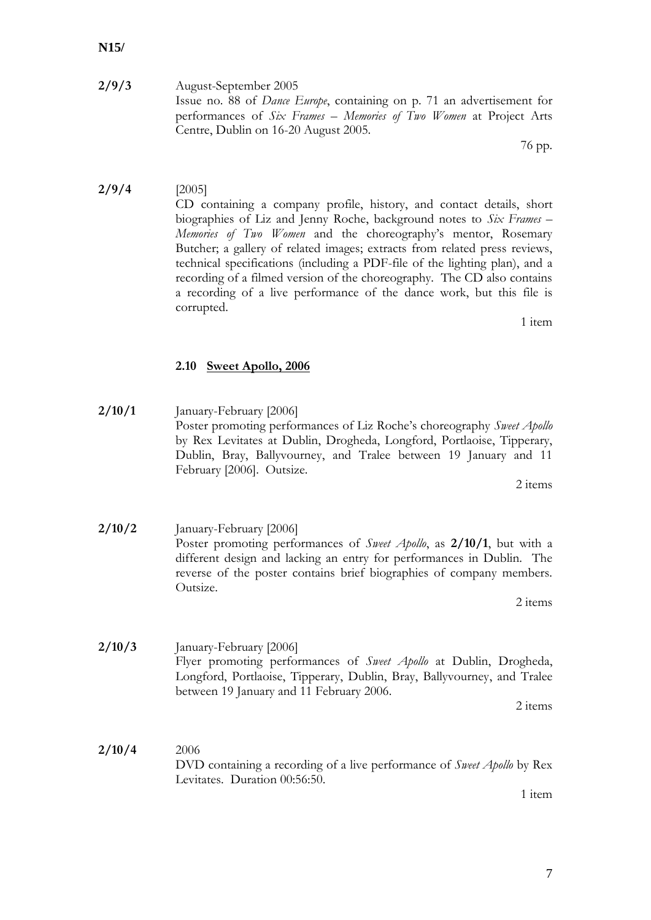**N15/**

**2/9/3** August-September 2005
Issue no. 88 of *Dance Europe*, containing on p. 71 an advertisement for performances of *Six Frames – Memories of Two Women* at Project Arts Centre, Dublin on 16-20 August 2005.
76 pp.

**2/9/4** [2005]
CD containing a company profile, history, and contact details, short biographies of Liz and Jenny Roche, background notes to *Six Frames – Memories of Two Women* and the choreography's mentor, Rosemary Butcher; a gallery of related images; extracts from related press reviews, technical specifications (including a PDF-file of the lighting plan), and a recording of a filmed version of the choreography. The CD also contains a recording of a live performance of the dance work, but this file is corrupted.
1 item

### 2.10 Sweet Apollo, 2006

**2/10/1** January-February [2006]
Poster promoting performances of Liz Roche's choreography *Sweet Apollo* by Rex Levitates at Dublin, Drogheda, Longford, Portlaoise, Tipperary, Dublin, Bray, Ballyvourney, and Tralee between 19 January and 11 February [2006]. Outsize.
2 items

**2/10/2** January-February [2006]
Poster promoting performances of *Sweet Apollo*, as **2/10/1**, but with a different design and lacking an entry for performances in Dublin. The reverse of the poster contains brief biographies of company members. Outsize.
2 items

**2/10/3** January-February [2006]
Flyer promoting performances of *Sweet Apollo* at Dublin, Drogheda, Longford, Portlaoise, Tipperary, Dublin, Bray, Ballyvourney, and Tralee between 19 January and 11 February 2006.
2 items

**2/10/4** 2006
DVD containing a recording of a live performance of *Sweet Apollo* by Rex Levitates. Duration 00:56:50.
1 item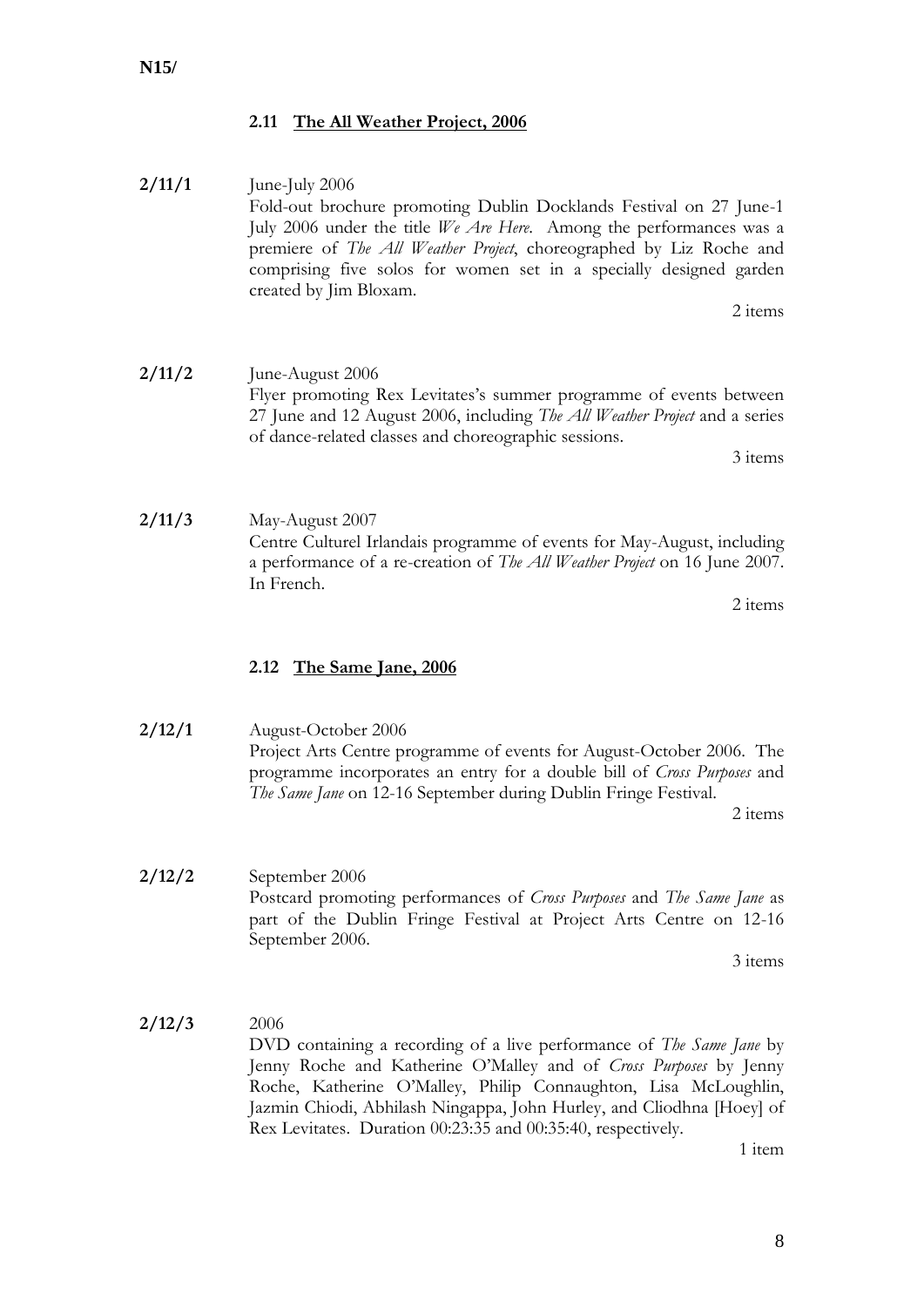N15/

### 2.11 The All Weather Project, 2006

**2/11/1** June-July 2006
Fold-out brochure promoting Dublin Docklands Festival on 27 June-1 July 2006 under the title *We Are Here*. Among the performances was a premiere of *The All Weather Project*, choreographed by Liz Roche and comprising five solos for women set in a specially designed garden created by Jim Bloxam.
2 items

**2/11/2** June-August 2006
Flyer promoting Rex Levitates's summer programme of events between 27 June and 12 August 2006, including *The All Weather Project* and a series of dance-related classes and choreographic sessions.
3 items

**2/11/3** May-August 2007
Centre Culturel Irlandais programme of events for May-August, including a performance of a re-creation of *The All Weather Project* on 16 June 2007. In French.
2 items

### 2.12 The Same Jane, 2006

**2/12/1** August-October 2006
Project Arts Centre programme of events for August-October 2006. The programme incorporates an entry for a double bill of *Cross Purposes* and *The Same Jane* on 12-16 September during Dublin Fringe Festival.
2 items

**2/12/2** September 2006
Postcard promoting performances of *Cross Purposes* and *The Same Jane* as part of the Dublin Fringe Festival at Project Arts Centre on 12-16 September 2006.
3 items

**2/12/3** 2006
DVD containing a recording of a live performance of *The Same Jane* by Jenny Roche and Katherine O'Malley and of *Cross Purposes* by Jenny Roche, Katherine O'Malley, Philip Connaughton, Lisa McLoughlin, Jazmin Chiodi, Abhilash Ningappa, John Hurley, and Cliodhna [Hoey] of Rex Levitates. Duration 00:23:35 and 00:35:40, respectively.
1 item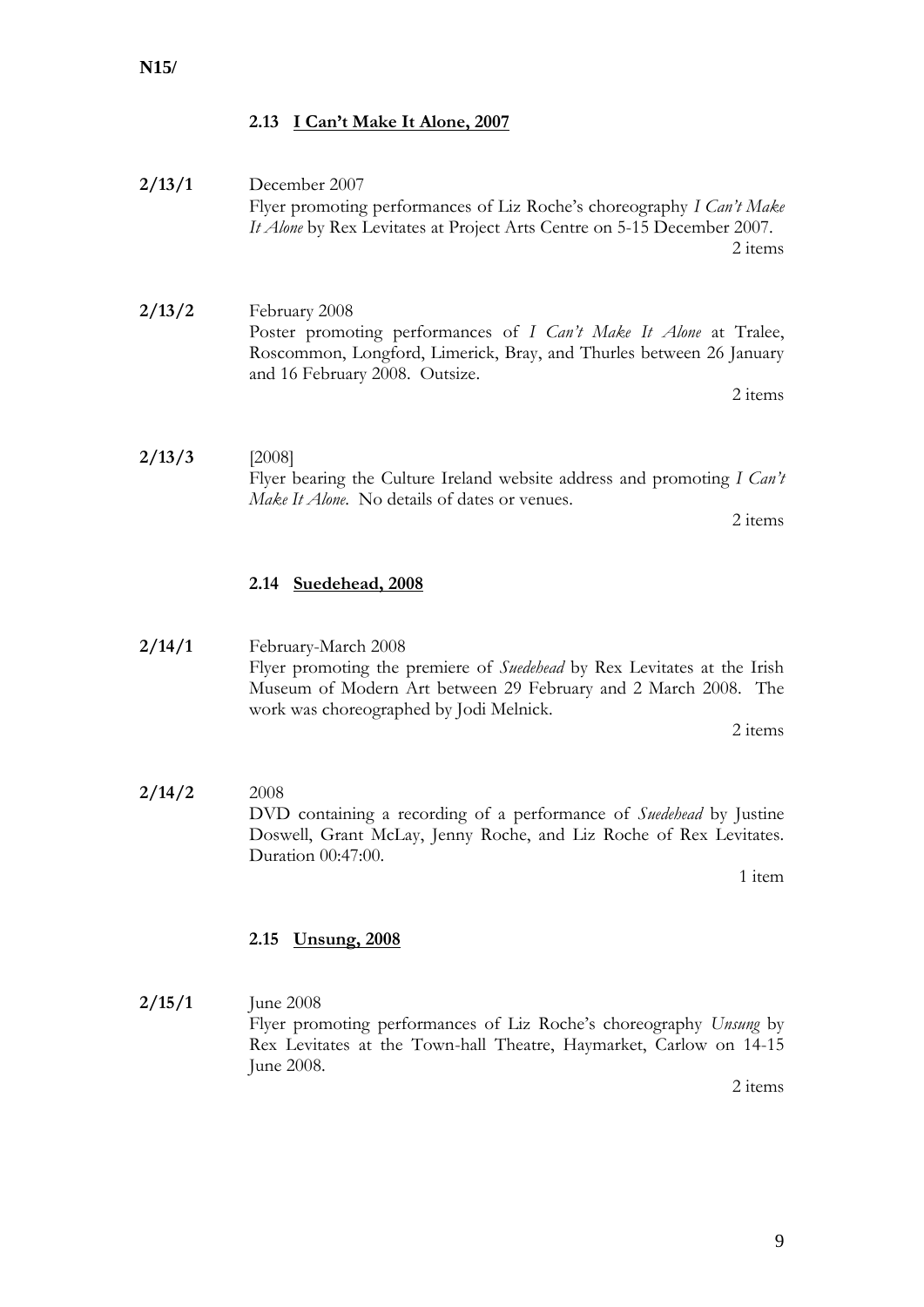### 2.13 I Can't Make It Alone, 2007

**2/13/1** December 2007
Flyer promoting performances of Liz Roche's choreography *I Can't Make It Alone* by Rex Levitates at Project Arts Centre on 5-15 December 2007.
2 items

**2/13/2** February 2008
Poster promoting performances of *I Can't Make It Alone* at Tralee, Roscommon, Longford, Limerick, Bray, and Thurles between 26 January and 16 February 2008. Outsize.
2 items

**2/13/3** [2008]
Flyer bearing the Culture Ireland website address and promoting *I Can't Make It Alone*. No details of dates or venues.
2 items

### 2.14 Suedehead, 2008

**2/14/1** February-March 2008
Flyer promoting the premiere of *Suedehead* by Rex Levitates at the Irish Museum of Modern Art between 29 February and 2 March 2008. The work was choreographed by Jodi Melnick.
2 items

**2/14/2** 2008
DVD containing a recording of a performance of *Suedehead* by Justine Doswell, Grant McLay, Jenny Roche, and Liz Roche of Rex Levitates. Duration 00:47:00.
1 item

### 2.15 Unsung, 2008

**2/15/1** June 2008
Flyer promoting performances of Liz Roche's choreography *Unsung* by Rex Levitates at the Town-hall Theatre, Haymarket, Carlow on 14-15 June 2008.
2 items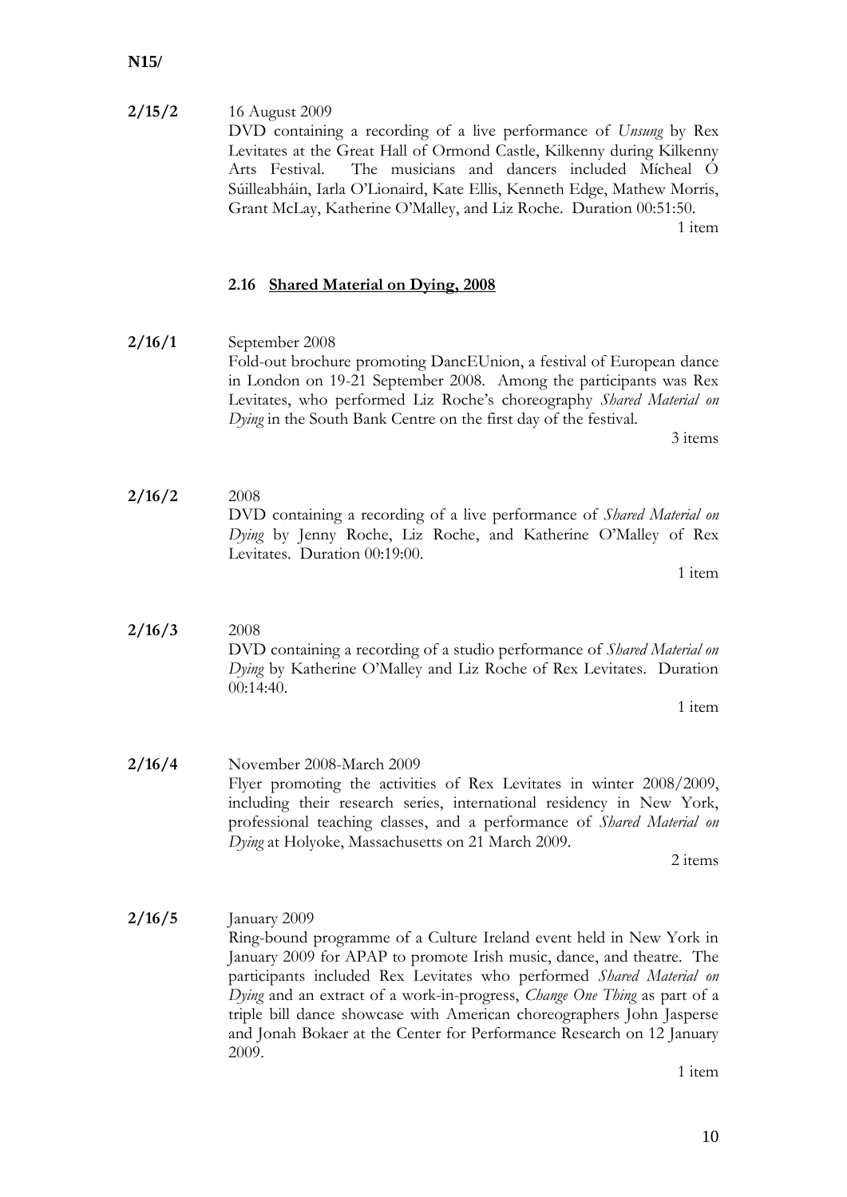**N15/**

**2/15/2** 16 August 2009

DVD containing a recording of a live performance of *Unsung* by Rex Levitates at the Great Hall of Ormond Castle, Kilkenny during Kilkenny Arts Festival. The musicians and dancers included Mícheal Ó Súilleabháin, Iarla O'Lionaird, Kate Ellis, Kenneth Edge, Mathew Morris, Grant McLay, Katherine O'Malley, and Liz Roche. Duration 00:51:50.

1 item

### 2.16 Shared Material on Dying, 2008

**2/16/1** September 2008

Fold-out brochure promoting DancEUnion, a festival of European dance in London on 19-21 September 2008. Among the participants was Rex Levitates, who performed Liz Roche's choreography *Shared Material on Dying* in the South Bank Centre on the first day of the festival.

3 items

**2/16/2** 2008

DVD containing a recording of a live performance of *Shared Material on Dying* by Jenny Roche, Liz Roche, and Katherine O'Malley of Rex Levitates. Duration 00:19:00.

1 item

**2/16/3** 2008

DVD containing a recording of a studio performance of *Shared Material on Dying* by Katherine O'Malley and Liz Roche of Rex Levitates. Duration 00:14:40.

1 item

**2/16/4** November 2008-March 2009

Flyer promoting the activities of Rex Levitates in winter 2008/2009, including their research series, international residency in New York, professional teaching classes, and a performance of *Shared Material on Dying* at Holyoke, Massachusetts on 21 March 2009.

2 items

**2/16/5** January 2009

Ring-bound programme of a Culture Ireland event held in New York in January 2009 for APAP to promote Irish music, dance, and theatre. The participants included Rex Levitates who performed *Shared Material on Dying* and an extract of a work-in-progress, *Change One Thing* as part of a triple bill dance showcase with American choreographers John Jasperse and Jonah Bokaer at the Center for Performance Research on 12 January 2009.

1 item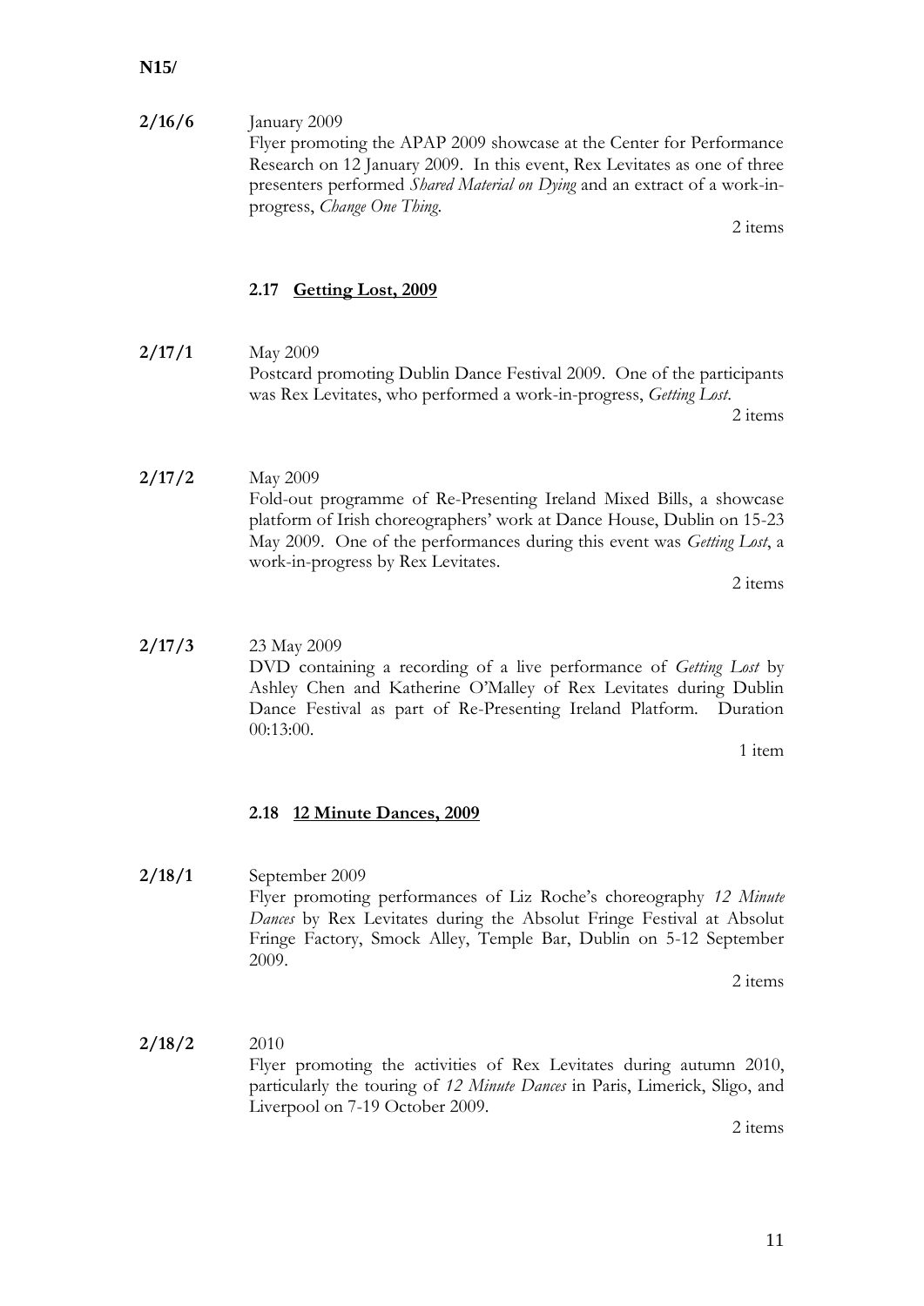N15/

**2/16/6** January 2009

Flyer promoting the APAP 2009 showcase at the Center for Performance Research on 12 January 2009. In this event, Rex Levitates as one of three presenters performed *Shared Material on Dying* and an extract of a work-in-progress, *Change One Thing*.

2 items

### 2.17 Getting Lost, 2009

**2/17/1** May 2009

Postcard promoting Dublin Dance Festival 2009. One of the participants was Rex Levitates, who performed a work-in-progress, *Getting Lost*.

2 items

**2/17/2** May 2009

Fold-out programme of Re-Presenting Ireland Mixed Bills, a showcase platform of Irish choreographers' work at Dance House, Dublin on 15-23 May 2009. One of the performances during this event was *Getting Lost*, a work-in-progress by Rex Levitates.

2 items

**2/17/3** 23 May 2009

DVD containing a recording of a live performance of *Getting Lost* by Ashley Chen and Katherine O'Malley of Rex Levitates during Dublin Dance Festival as part of Re-Presenting Ireland Platform. Duration 00:13:00.

1 item

### 2.18 12 Minute Dances, 2009

**2/18/1** September 2009

Flyer promoting performances of Liz Roche's choreography *12 Minute Dances* by Rex Levitates during the Absolut Fringe Festival at Absolut Fringe Factory, Smock Alley, Temple Bar, Dublin on 5-12 September 2009.

2 items

**2/18/2** 2010

Flyer promoting the activities of Rex Levitates during autumn 2010, particularly the touring of *12 Minute Dances* in Paris, Limerick, Sligo, and Liverpool on 7-19 October 2009.

2 items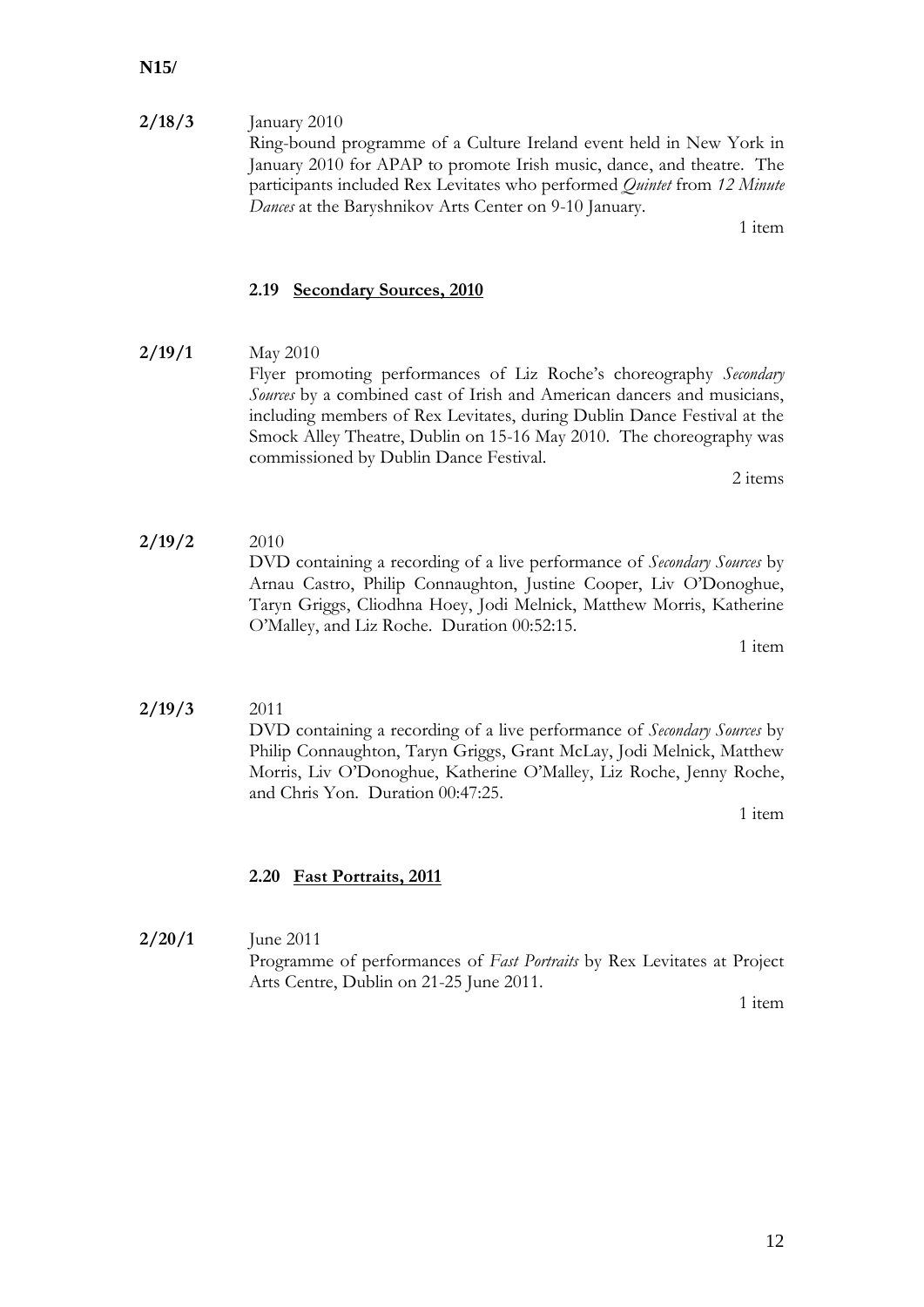**N15/**

**2/18/3** January 2010

Ring-bound programme of a Culture Ireland event held in New York in January 2010 for APAP to promote Irish music, dance, and theatre. The participants included Rex Levitates who performed *Quintet* from *12 Minute Dances* at the Baryshnikov Arts Center on 9-10 January.

1 item

### 2.19 Secondary Sources, 2010

**2/19/1** May 2010

Flyer promoting performances of Liz Roche's choreography *Secondary Sources* by a combined cast of Irish and American dancers and musicians, including members of Rex Levitates, during Dublin Dance Festival at the Smock Alley Theatre, Dublin on 15-16 May 2010. The choreography was commissioned by Dublin Dance Festival.

2 items

**2/19/2** 2010

DVD containing a recording of a live performance of *Secondary Sources* by Arnau Castro, Philip Connaughton, Justine Cooper, Liv O'Donoghue, Taryn Griggs, Cliodhna Hoey, Jodi Melnick, Matthew Morris, Katherine O'Malley, and Liz Roche. Duration 00:52:15.

1 item

**2/19/3** 2011

DVD containing a recording of a live performance of *Secondary Sources* by Philip Connaughton, Taryn Griggs, Grant McLay, Jodi Melnick, Matthew Morris, Liv O'Donoghue, Katherine O'Malley, Liz Roche, Jenny Roche, and Chris Yon. Duration 00:47:25.

1 item

### 2.20 Fast Portraits, 2011

**2/20/1** June 2011

Programme of performances of *Fast Portraits* by Rex Levitates at Project Arts Centre, Dublin on 21-25 June 2011.

1 item